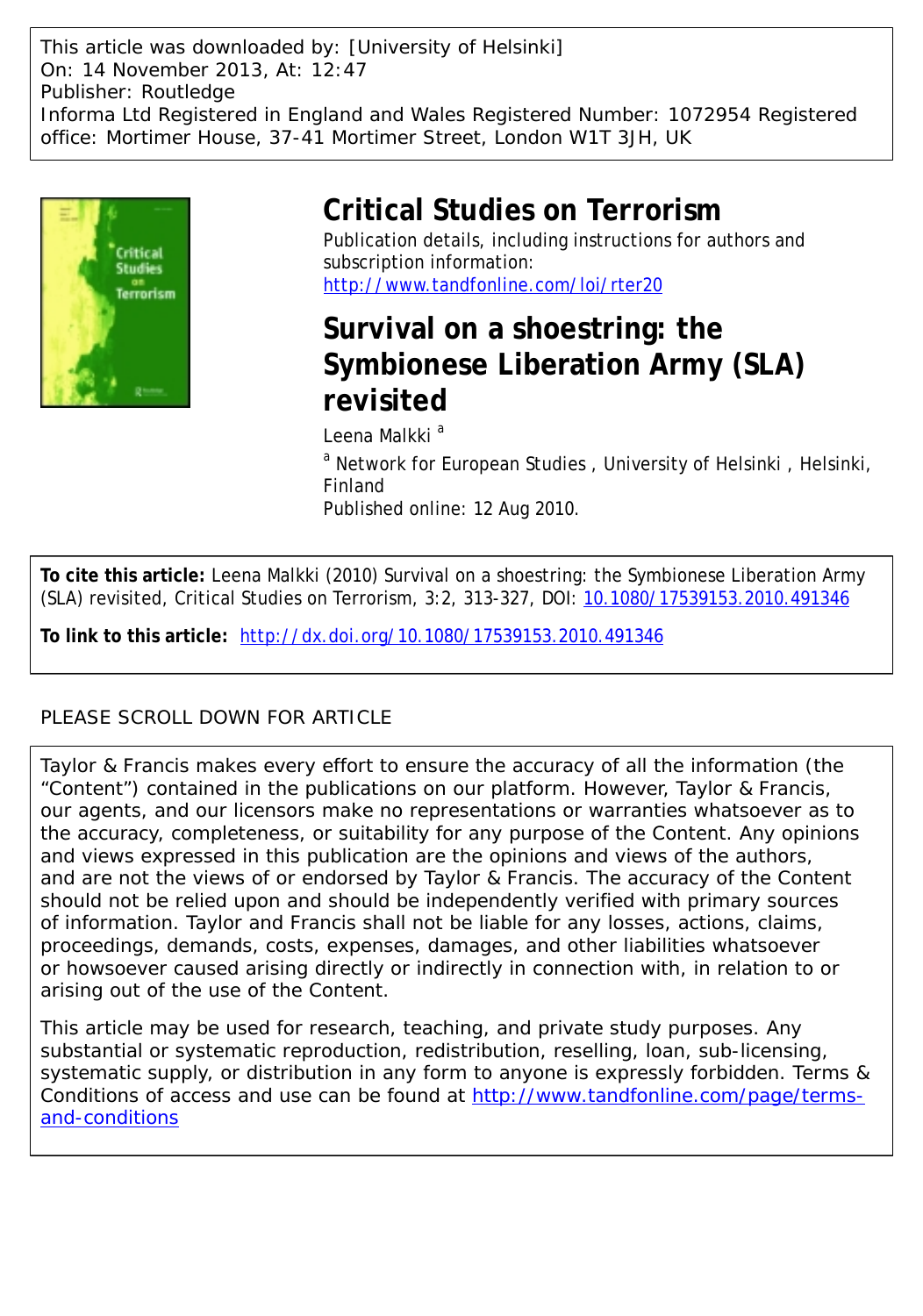This article was downloaded by: [University of Helsinki]
On: 14 November 2013, At: 12:47
Publisher: Routledge
Informa Ltd Registered in England and Wales Registered Number: 1072954 Registered office: Mortimer House, 37-41 Mortimer Street, London W1T 3JH, UK

# Critical Studies on Terrorism

Publication details, including instructions for authors and subscription information:
http://www.tandfonline.com/loi/rter20

# Survival on a shoestring: the Symbionese Liberation Army (SLA) revisited

Leena Malkki [a]

[a] Network for European Studies , University of Helsinki , Helsinki, Finland

Published online: 12 Aug 2010.

**To cite this article:** Leena Malkki (2010) Survival on a shoestring: the Symbionese Liberation Army (SLA) revisited, Critical Studies on Terrorism, 3:2, 313-327, DOI: 10.1080/17539153.2010.491346

**To link to this article:** http://dx.doi.org/10.1080/17539153.2010.491346

PLEASE SCROLL DOWN FOR ARTICLE

Taylor & Francis makes every effort to ensure the accuracy of all the information (the "Content") contained in the publications on our platform. However, Taylor & Francis, our agents, and our licensors make no representations or warranties whatsoever as to the accuracy, completeness, or suitability for any purpose of the Content. Any opinions and views expressed in this publication are the opinions and views of the authors, and are not the views of or endorsed by Taylor & Francis. The accuracy of the Content should not be relied upon and should be independently verified with primary sources of information. Taylor and Francis shall not be liable for any losses, actions, claims, proceedings, demands, costs, expenses, damages, and other liabilities whatsoever or howsoever caused arising directly or indirectly in connection with, in relation to or arising out of the use of the Content.

This article may be used for research, teaching, and private study purposes. Any substantial or systematic reproduction, redistribution, reselling, loan, sub-licensing, systematic supply, or distribution in any form to anyone is expressly forbidden. Terms & Conditions of access and use can be found at http://www.tandfonline.com/page/terms-and-conditions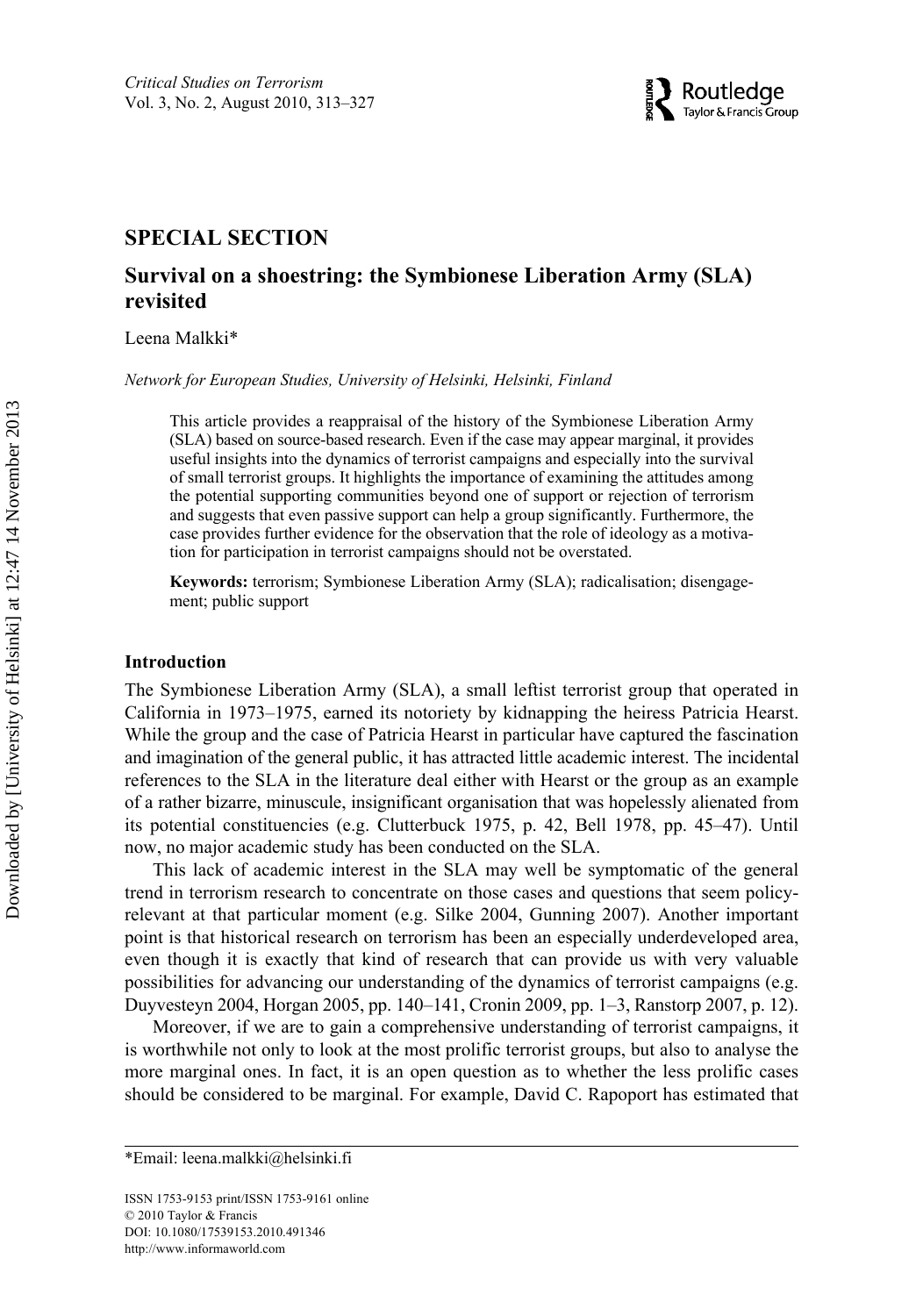## SPECIAL SECTION

# Survival on a shoestring: the Symbionese Liberation Army (SLA) revisited

Leena Malkki*

*Network for European Studies, University of Helsinki, Helsinki, Finland*

This article provides a reappraisal of the history of the Symbionese Liberation Army (SLA) based on source-based research. Even if the case may appear marginal, it provides useful insights into the dynamics of terrorist campaigns and especially into the survival of small terrorist groups. It highlights the importance of examining the attitudes among the potential supporting communities beyond one of support or rejection of terrorism and suggests that even passive support can help a group significantly. Furthermore, the case provides further evidence for the observation that the role of ideology as a motivation for participation in terrorist campaigns should not be overstated.

**Keywords:** terrorism; Symbionese Liberation Army (SLA); radicalisation; disengagement; public support

### Introduction

The Symbionese Liberation Army (SLA), a small leftist terrorist group that operated in California in 1973–1975, earned its notoriety by kidnapping the heiress Patricia Hearst. While the group and the case of Patricia Hearst in particular have captured the fascination and imagination of the general public, it has attracted little academic interest. The incidental references to the SLA in the literature deal either with Hearst or the group as an example of a rather bizarre, minuscule, insignificant organisation that was hopelessly alienated from its potential constituencies (e.g. Clutterbuck 1975, p. 42, Bell 1978, pp. 45–47). Until now, no major academic study has been conducted on the SLA.

This lack of academic interest in the SLA may well be symptomatic of the general trend in terrorism research to concentrate on those cases and questions that seem policy-relevant at that particular moment (e.g. Silke 2004, Gunning 2007). Another important point is that historical research on terrorism has been an especially underdeveloped area, even though it is exactly that kind of research that can provide us with very valuable possibilities for advancing our understanding of the dynamics of terrorist campaigns (e.g. Duyvesteyn 2004, Horgan 2005, pp. 140–141, Cronin 2009, pp. 1–3, Ranstorp 2007, p. 12).

Moreover, if we are to gain a comprehensive understanding of terrorist campaigns, it is worthwhile not only to look at the most prolific terrorist groups, but also to analyse the more marginal ones. In fact, it is an open question as to whether the less prolific cases should be considered to be marginal. For example, David C. Rapoport has estimated that

*Email: leena.malkki@helsinki.fi

ISSN 1753-9153 print/ISSN 1753-9161 online
© 2010 Taylor & Francis
DOI: 10.1080/17539153.2010.491346
http://www.informaworld.com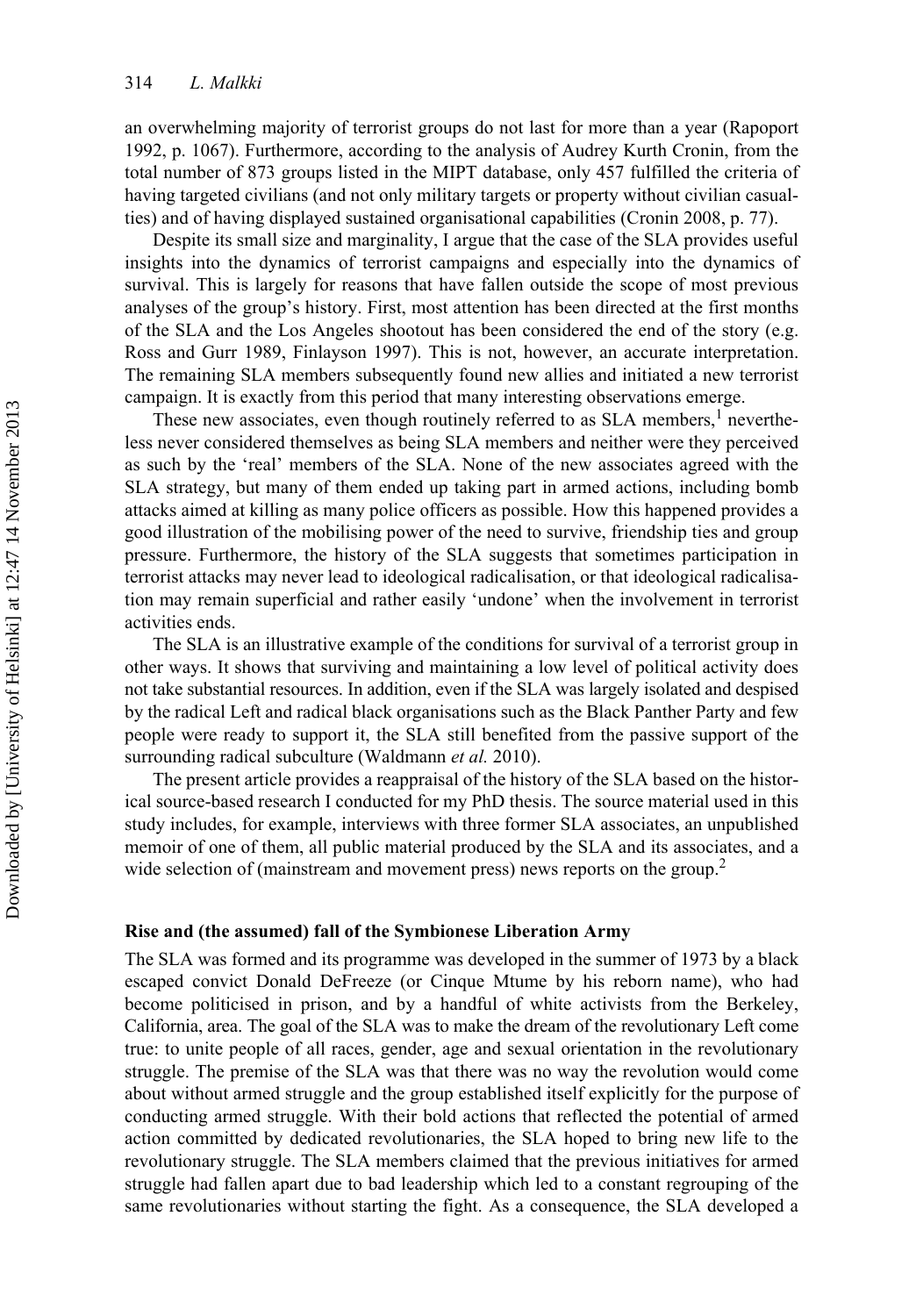an overwhelming majority of terrorist groups do not last for more than a year (Rapoport 1992, p. 1067). Furthermore, according to the analysis of Audrey Kurth Cronin, from the total number of 873 groups listed in the MIPT database, only 457 fulfilled the criteria of having targeted civilians (and not only military targets or property without civilian casualties) and of having displayed sustained organisational capabilities (Cronin 2008, p. 77).

Despite its small size and marginality, I argue that the case of the SLA provides useful insights into the dynamics of terrorist campaigns and especially into the dynamics of survival. This is largely for reasons that have fallen outside the scope of most previous analyses of the group's history. First, most attention has been directed at the first months of the SLA and the Los Angeles shootout has been considered the end of the story (e.g. Ross and Gurr 1989, Finlayson 1997). This is not, however, an accurate interpretation. The remaining SLA members subsequently found new allies and initiated a new terrorist campaign. It is exactly from this period that many interesting observations emerge.

These new associates, even though routinely referred to as SLA members,[1] nevertheless never considered themselves as being SLA members and neither were they perceived as such by the 'real' members of the SLA. None of the new associates agreed with the SLA strategy, but many of them ended up taking part in armed actions, including bomb attacks aimed at killing as many police officers as possible. How this happened provides a good illustration of the mobilising power of the need to survive, friendship ties and group pressure. Furthermore, the history of the SLA suggests that sometimes participation in terrorist attacks may never lead to ideological radicalisation, or that ideological radicalisation may remain superficial and rather easily 'undone' when the involvement in terrorist activities ends.

The SLA is an illustrative example of the conditions for survival of a terrorist group in other ways. It shows that surviving and maintaining a low level of political activity does not take substantial resources. In addition, even if the SLA was largely isolated and despised by the radical Left and radical black organisations such as the Black Panther Party and few people were ready to support it, the SLA still benefited from the passive support of the surrounding radical subculture (Waldmann *et al.* 2010).

The present article provides a reappraisal of the history of the SLA based on the historical source-based research I conducted for my PhD thesis. The source material used in this study includes, for example, interviews with three former SLA associates, an unpublished memoir of one of them, all public material produced by the SLA and its associates, and a wide selection of (mainstream and movement press) news reports on the group.[2]

## Rise and (the assumed) fall of the Symbionese Liberation Army

The SLA was formed and its programme was developed in the summer of 1973 by a black escaped convict Donald DeFreeze (or Cinque Mtume by his reborn name), who had become politicised in prison, and by a handful of white activists from the Berkeley, California, area. The goal of the SLA was to make the dream of the revolutionary Left come true: to unite people of all races, gender, age and sexual orientation in the revolutionary struggle. The premise of the SLA was that there was no way the revolution would come about without armed struggle and the group established itself explicitly for the purpose of conducting armed struggle. With their bold actions that reflected the potential of armed action committed by dedicated revolutionaries, the SLA hoped to bring new life to the revolutionary struggle. The SLA members claimed that the previous initiatives for armed struggle had fallen apart due to bad leadership which led to a constant regrouping of the same revolutionaries without starting the fight. As a consequence, the SLA developed a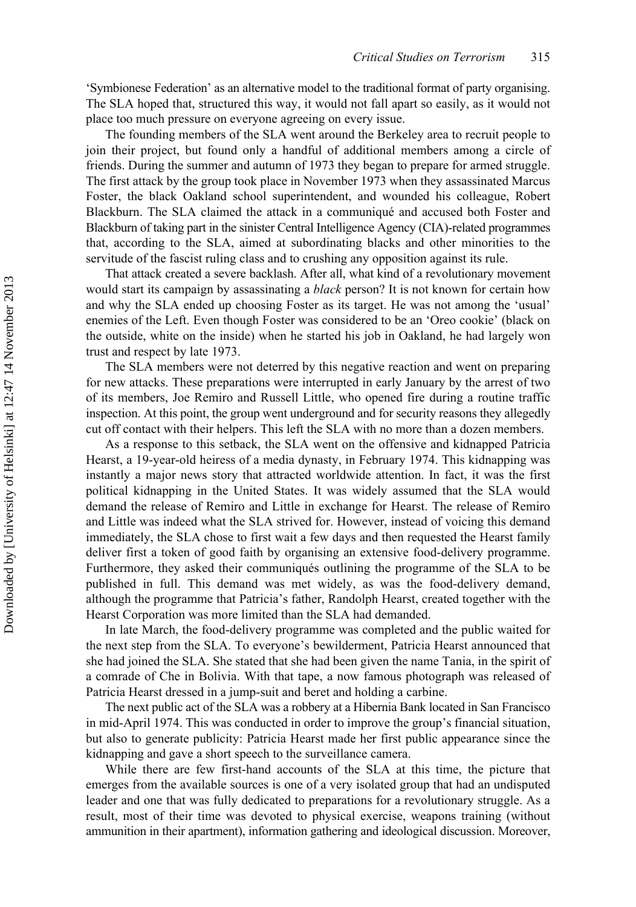'Symbionese Federation' as an alternative model to the traditional format of party organising. The SLA hoped that, structured this way, it would not fall apart so easily, as it would not place too much pressure on everyone agreeing on every issue.

The founding members of the SLA went around the Berkeley area to recruit people to join their project, but found only a handful of additional members among a circle of friends. During the summer and autumn of 1973 they began to prepare for armed struggle. The first attack by the group took place in November 1973 when they assassinated Marcus Foster, the black Oakland school superintendent, and wounded his colleague, Robert Blackburn. The SLA claimed the attack in a communiqué and accused both Foster and Blackburn of taking part in the sinister Central Intelligence Agency (CIA)-related programmes that, according to the SLA, aimed at subordinating blacks and other minorities to the servitude of the fascist ruling class and to crushing any opposition against its rule.

That attack created a severe backlash. After all, what kind of a revolutionary movement would start its campaign by assassinating a *black* person? It is not known for certain how and why the SLA ended up choosing Foster as its target. He was not among the 'usual' enemies of the Left. Even though Foster was considered to be an 'Oreo cookie' (black on the outside, white on the inside) when he started his job in Oakland, he had largely won trust and respect by late 1973.

The SLA members were not deterred by this negative reaction and went on preparing for new attacks. These preparations were interrupted in early January by the arrest of two of its members, Joe Remiro and Russell Little, who opened fire during a routine traffic inspection. At this point, the group went underground and for security reasons they allegedly cut off contact with their helpers. This left the SLA with no more than a dozen members.

As a response to this setback, the SLA went on the offensive and kidnapped Patricia Hearst, a 19-year-old heiress of a media dynasty, in February 1974. This kidnapping was instantly a major news story that attracted worldwide attention. In fact, it was the first political kidnapping in the United States. It was widely assumed that the SLA would demand the release of Remiro and Little in exchange for Hearst. The release of Remiro and Little was indeed what the SLA strived for. However, instead of voicing this demand immediately, the SLA chose to first wait a few days and then requested the Hearst family deliver first a token of good faith by organising an extensive food-delivery programme. Furthermore, they asked their communiqués outlining the programme of the SLA to be published in full. This demand was met widely, as was the food-delivery demand, although the programme that Patricia's father, Randolph Hearst, created together with the Hearst Corporation was more limited than the SLA had demanded.

In late March, the food-delivery programme was completed and the public waited for the next step from the SLA. To everyone's bewilderment, Patricia Hearst announced that she had joined the SLA. She stated that she had been given the name Tania, in the spirit of a comrade of Che in Bolivia. With that tape, a now famous photograph was released of Patricia Hearst dressed in a jump-suit and beret and holding a carbine.

The next public act of the SLA was a robbery at a Hibernia Bank located in San Francisco in mid-April 1974. This was conducted in order to improve the group's financial situation, but also to generate publicity: Patricia Hearst made her first public appearance since the kidnapping and gave a short speech to the surveillance camera.

While there are few first-hand accounts of the SLA at this time, the picture that emerges from the available sources is one of a very isolated group that had an undisputed leader and one that was fully dedicated to preparations for a revolutionary struggle. As a result, most of their time was devoted to physical exercise, weapons training (without ammunition in their apartment), information gathering and ideological discussion. Moreover,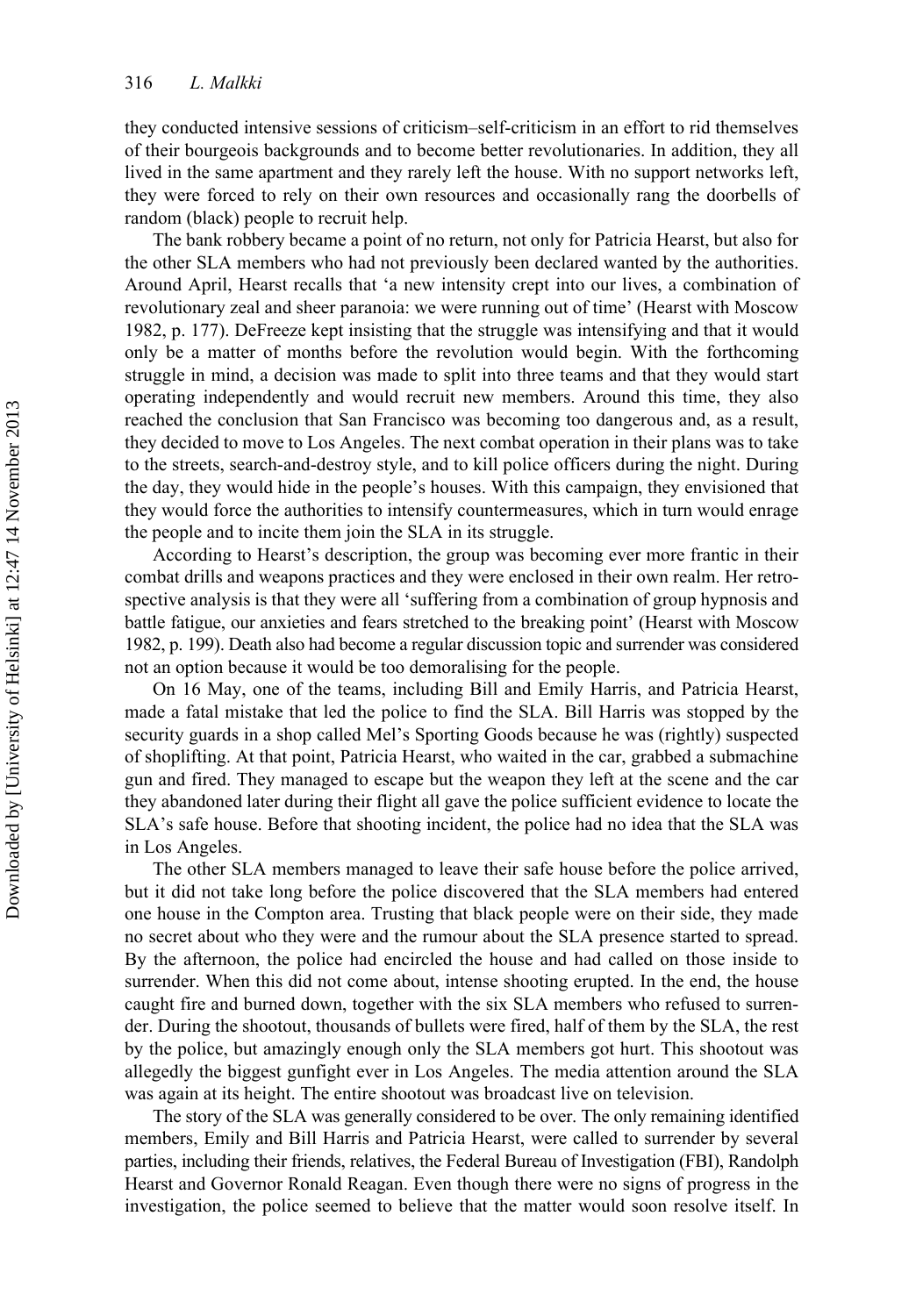they conducted intensive sessions of criticism–self-criticism in an effort to rid themselves of their bourgeois backgrounds and to become better revolutionaries. In addition, they all lived in the same apartment and they rarely left the house. With no support networks left, they were forced to rely on their own resources and occasionally rang the doorbells of random (black) people to recruit help.

The bank robbery became a point of no return, not only for Patricia Hearst, but also for the other SLA members who had not previously been declared wanted by the authorities. Around April, Hearst recalls that 'a new intensity crept into our lives, a combination of revolutionary zeal and sheer paranoia: we were running out of time' (Hearst with Moscow 1982, p. 177). DeFreeze kept insisting that the struggle was intensifying and that it would only be a matter of months before the revolution would begin. With the forthcoming struggle in mind, a decision was made to split into three teams and that they would start operating independently and would recruit new members. Around this time, they also reached the conclusion that San Francisco was becoming too dangerous and, as a result, they decided to move to Los Angeles. The next combat operation in their plans was to take to the streets, search-and-destroy style, and to kill police officers during the night. During the day, they would hide in the people's houses. With this campaign, they envisioned that they would force the authorities to intensify countermeasures, which in turn would enrage the people and to incite them join the SLA in its struggle.

According to Hearst's description, the group was becoming ever more frantic in their combat drills and weapons practices and they were enclosed in their own realm. Her retrospective analysis is that they were all 'suffering from a combination of group hypnosis and battle fatigue, our anxieties and fears stretched to the breaking point' (Hearst with Moscow 1982, p. 199). Death also had become a regular discussion topic and surrender was considered not an option because it would be too demoralising for the people.

On 16 May, one of the teams, including Bill and Emily Harris, and Patricia Hearst, made a fatal mistake that led the police to find the SLA. Bill Harris was stopped by the security guards in a shop called Mel's Sporting Goods because he was (rightly) suspected of shoplifting. At that point, Patricia Hearst, who waited in the car, grabbed a submachine gun and fired. They managed to escape but the weapon they left at the scene and the car they abandoned later during their flight all gave the police sufficient evidence to locate the SLA's safe house. Before that shooting incident, the police had no idea that the SLA was in Los Angeles.

The other SLA members managed to leave their safe house before the police arrived, but it did not take long before the police discovered that the SLA members had entered one house in the Compton area. Trusting that black people were on their side, they made no secret about who they were and the rumour about the SLA presence started to spread. By the afternoon, the police had encircled the house and had called on those inside to surrender. When this did not come about, intense shooting erupted. In the end, the house caught fire and burned down, together with the six SLA members who refused to surrender. During the shootout, thousands of bullets were fired, half of them by the SLA, the rest by the police, but amazingly enough only the SLA members got hurt. This shootout was allegedly the biggest gunfight ever in Los Angeles. The media attention around the SLA was again at its height. The entire shootout was broadcast live on television.

The story of the SLA was generally considered to be over. The only remaining identified members, Emily and Bill Harris and Patricia Hearst, were called to surrender by several parties, including their friends, relatives, the Federal Bureau of Investigation (FBI), Randolph Hearst and Governor Ronald Reagan. Even though there were no signs of progress in the investigation, the police seemed to believe that the matter would soon resolve itself. In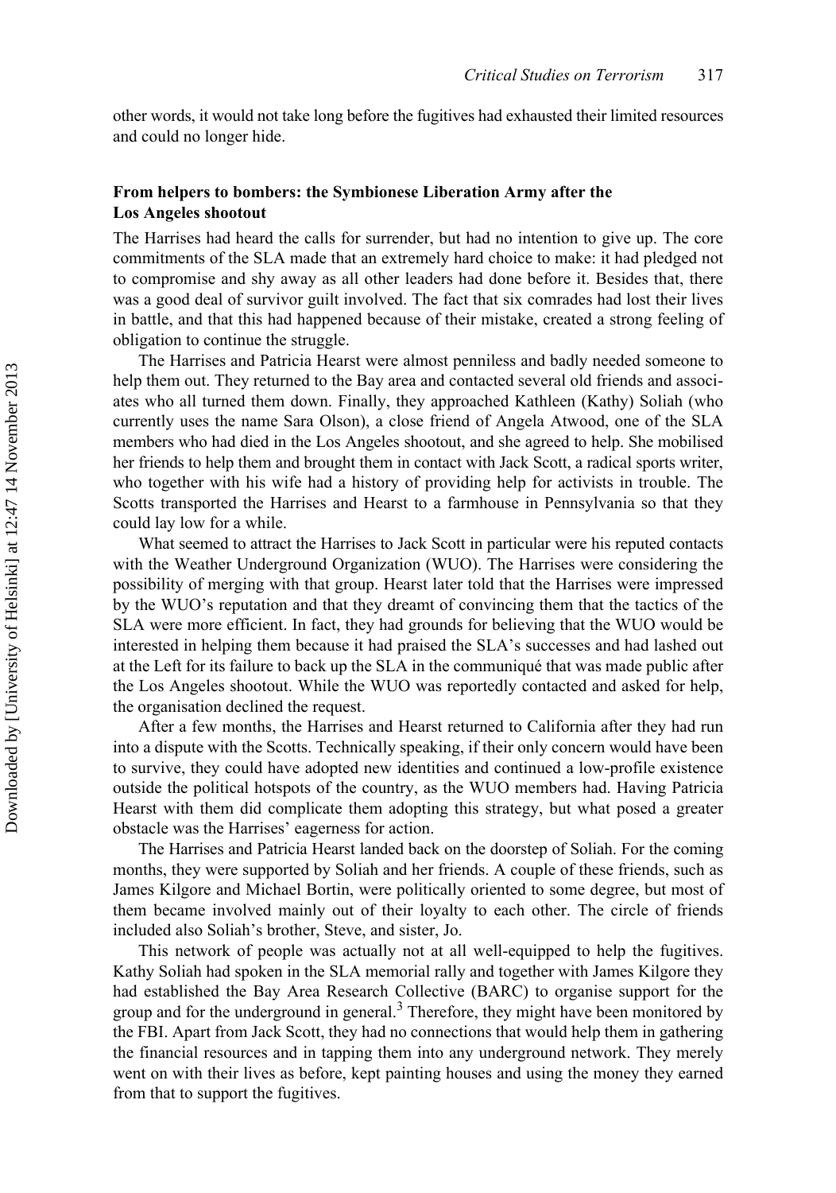other words, it would not take long before the fugitives had exhausted their limited resources and could no longer hide.

## From helpers to bombers: the Symbionese Liberation Army after the Los Angeles shootout

The Harrises had heard the calls for surrender, but had no intention to give up. The core commitments of the SLA made that an extremely hard choice to make: it had pledged not to compromise and shy away as all other leaders had done before it. Besides that, there was a good deal of survivor guilt involved. The fact that six comrades had lost their lives in battle, and that this had happened because of their mistake, created a strong feeling of obligation to continue the struggle.

The Harrises and Patricia Hearst were almost penniless and badly needed someone to help them out. They returned to the Bay area and contacted several old friends and associates who all turned them down. Finally, they approached Kathleen (Kathy) Soliah (who currently uses the name Sara Olson), a close friend of Angela Atwood, one of the SLA members who had died in the Los Angeles shootout, and she agreed to help. She mobilised her friends to help them and brought them in contact with Jack Scott, a radical sports writer, who together with his wife had a history of providing help for activists in trouble. The Scotts transported the Harrises and Hearst to a farmhouse in Pennsylvania so that they could lay low for a while.

What seemed to attract the Harrises to Jack Scott in particular were his reputed contacts with the Weather Underground Organization (WUO). The Harrises were considering the possibility of merging with that group. Hearst later told that the Harrises were impressed by the WUO's reputation and that they dreamt of convincing them that the tactics of the SLA were more efficient. In fact, they had grounds for believing that the WUO would be interested in helping them because it had praised the SLA's successes and had lashed out at the Left for its failure to back up the SLA in the communiqué that was made public after the Los Angeles shootout. While the WUO was reportedly contacted and asked for help, the organisation declined the request.

After a few months, the Harrises and Hearst returned to California after they had run into a dispute with the Scotts. Technically speaking, if their only concern would have been to survive, they could have adopted new identities and continued a low-profile existence outside the political hotspots of the country, as the WUO members had. Having Patricia Hearst with them did complicate them adopting this strategy, but what posed a greater obstacle was the Harrises' eagerness for action.

The Harrises and Patricia Hearst landed back on the doorstep of Soliah. For the coming months, they were supported by Soliah and her friends. A couple of these friends, such as James Kilgore and Michael Bortin, were politically oriented to some degree, but most of them became involved mainly out of their loyalty to each other. The circle of friends included also Soliah's brother, Steve, and sister, Jo.

This network of people was actually not at all well-equipped to help the fugitives. Kathy Soliah had spoken in the SLA memorial rally and together with James Kilgore they had established the Bay Area Research Collective (BARC) to organise support for the group and for the underground in general.[3] Therefore, they might have been monitored by the FBI. Apart from Jack Scott, they had no connections that would help them in gathering the financial resources and in tapping them into any underground network. They merely went on with their lives as before, kept painting houses and using the money they earned from that to support the fugitives.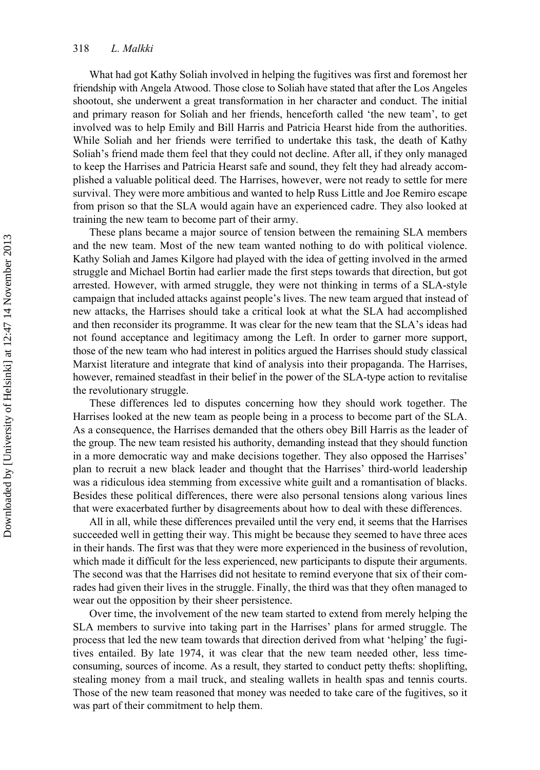What had got Kathy Soliah involved in helping the fugitives was first and foremost her friendship with Angela Atwood. Those close to Soliah have stated that after the Los Angeles shootout, she underwent a great transformation in her character and conduct. The initial and primary reason for Soliah and her friends, henceforth called 'the new team', to get involved was to help Emily and Bill Harris and Patricia Hearst hide from the authorities. While Soliah and her friends were terrified to undertake this task, the death of Kathy Soliah's friend made them feel that they could not decline. After all, if they only managed to keep the Harrises and Patricia Hearst safe and sound, they felt they had already accomplished a valuable political deed. The Harrises, however, were not ready to settle for mere survival. They were more ambitious and wanted to help Russ Little and Joe Remiro escape from prison so that the SLA would again have an experienced cadre. They also looked at training the new team to become part of their army.

These plans became a major source of tension between the remaining SLA members and the new team. Most of the new team wanted nothing to do with political violence. Kathy Soliah and James Kilgore had played with the idea of getting involved in the armed struggle and Michael Bortin had earlier made the first steps towards that direction, but got arrested. However, with armed struggle, they were not thinking in terms of a SLA-style campaign that included attacks against people's lives. The new team argued that instead of new attacks, the Harrises should take a critical look at what the SLA had accomplished and then reconsider its programme. It was clear for the new team that the SLA's ideas had not found acceptance and legitimacy among the Left. In order to garner more support, those of the new team who had interest in politics argued the Harrises should study classical Marxist literature and integrate that kind of analysis into their propaganda. The Harrises, however, remained steadfast in their belief in the power of the SLA-type action to revitalise the revolutionary struggle.

These differences led to disputes concerning how they should work together. The Harrises looked at the new team as people being in a process to become part of the SLA. As a consequence, the Harrises demanded that the others obey Bill Harris as the leader of the group. The new team resisted his authority, demanding instead that they should function in a more democratic way and make decisions together. They also opposed the Harrises' plan to recruit a new black leader and thought that the Harrises' third-world leadership was a ridiculous idea stemming from excessive white guilt and a romantisation of blacks. Besides these political differences, there were also personal tensions along various lines that were exacerbated further by disagreements about how to deal with these differences.

All in all, while these differences prevailed until the very end, it seems that the Harrises succeeded well in getting their way. This might be because they seemed to have three aces in their hands. The first was that they were more experienced in the business of revolution, which made it difficult for the less experienced, new participants to dispute their arguments. The second was that the Harrises did not hesitate to remind everyone that six of their comrades had given their lives in the struggle. Finally, the third was that they often managed to wear out the opposition by their sheer persistence.

Over time, the involvement of the new team started to extend from merely helping the SLA members to survive into taking part in the Harrises' plans for armed struggle. The process that led the new team towards that direction derived from what 'helping' the fugitives entailed. By late 1974, it was clear that the new team needed other, less time-consuming, sources of income. As a result, they started to conduct petty thefts: shoplifting, stealing money from a mail truck, and stealing wallets in health spas and tennis courts. Those of the new team reasoned that money was needed to take care of the fugitives, so it was part of their commitment to help them.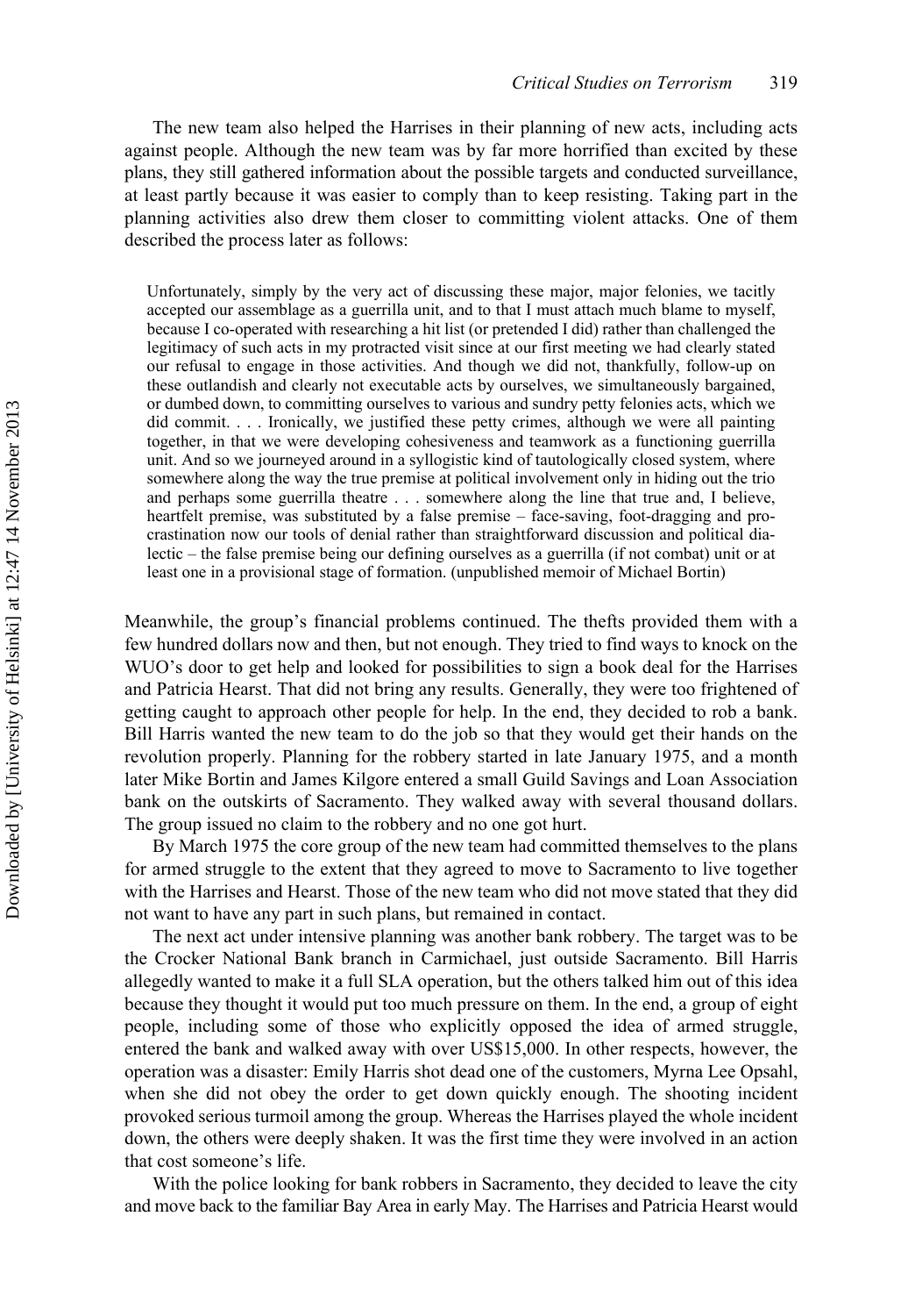The new team also helped the Harrises in their planning of new acts, including acts against people. Although the new team was by far more horrified than excited by these plans, they still gathered information about the possible targets and conducted surveillance, at least partly because it was easier to comply than to keep resisting. Taking part in the planning activities also drew them closer to committing violent attacks. One of them described the process later as follows:

> Unfortunately, simply by the very act of discussing these major, major felonies, we tacitly accepted our assemblage as a guerrilla unit, and to that I must attach much blame to myself, because I co-operated with researching a hit list (or pretended I did) rather than challenged the legitimacy of such acts in my protracted visit since at our first meeting we had clearly stated our refusal to engage in those activities. And though we did not, thankfully, follow-up on these outlandish and clearly not executable acts by ourselves, we simultaneously bargained, or dumbed down, to committing ourselves to various and sundry petty felonies acts, which we did commit. . . . Ironically, we justified these petty crimes, although we were all painting together, in that we were developing cohesiveness and teamwork as a functioning guerrilla unit. And so we journeyed around in a syllogistic kind of tautologically closed system, where somewhere along the way the true premise at political involvement only in hiding out the trio and perhaps some guerrilla theatre . . . somewhere along the line that true and, I believe, heartfelt premise, was substituted by a false premise – face-saving, foot-dragging and procrastination now our tools of denial rather than straightforward discussion and political dialectic – the false premise being our defining ourselves as a guerrilla (if not combat) unit or at least one in a provisional stage of formation. (unpublished memoir of Michael Bortin)

Meanwhile, the group's financial problems continued. The thefts provided them with a few hundred dollars now and then, but not enough. They tried to find ways to knock on the WUO's door to get help and looked for possibilities to sign a book deal for the Harrises and Patricia Hearst. That did not bring any results. Generally, they were too frightened of getting caught to approach other people for help. In the end, they decided to rob a bank. Bill Harris wanted the new team to do the job so that they would get their hands on the revolution properly. Planning for the robbery started in late January 1975, and a month later Mike Bortin and James Kilgore entered a small Guild Savings and Loan Association bank on the outskirts of Sacramento. They walked away with several thousand dollars. The group issued no claim to the robbery and no one got hurt.

By March 1975 the core group of the new team had committed themselves to the plans for armed struggle to the extent that they agreed to move to Sacramento to live together with the Harrises and Hearst. Those of the new team who did not move stated that they did not want to have any part in such plans, but remained in contact.

The next act under intensive planning was another bank robbery. The target was to be the Crocker National Bank branch in Carmichael, just outside Sacramento. Bill Harris allegedly wanted to make it a full SLA operation, but the others talked him out of this idea because they thought it would put too much pressure on them. In the end, a group of eight people, including some of those who explicitly opposed the idea of armed struggle, entered the bank and walked away with over US$15,000. In other respects, however, the operation was a disaster: Emily Harris shot dead one of the customers, Myrna Lee Opsahl, when she did not obey the order to get down quickly enough. The shooting incident provoked serious turmoil among the group. Whereas the Harrises played the whole incident down, the others were deeply shaken. It was the first time they were involved in an action that cost someone's life.

With the police looking for bank robbers in Sacramento, they decided to leave the city and move back to the familiar Bay Area in early May. The Harrises and Patricia Hearst would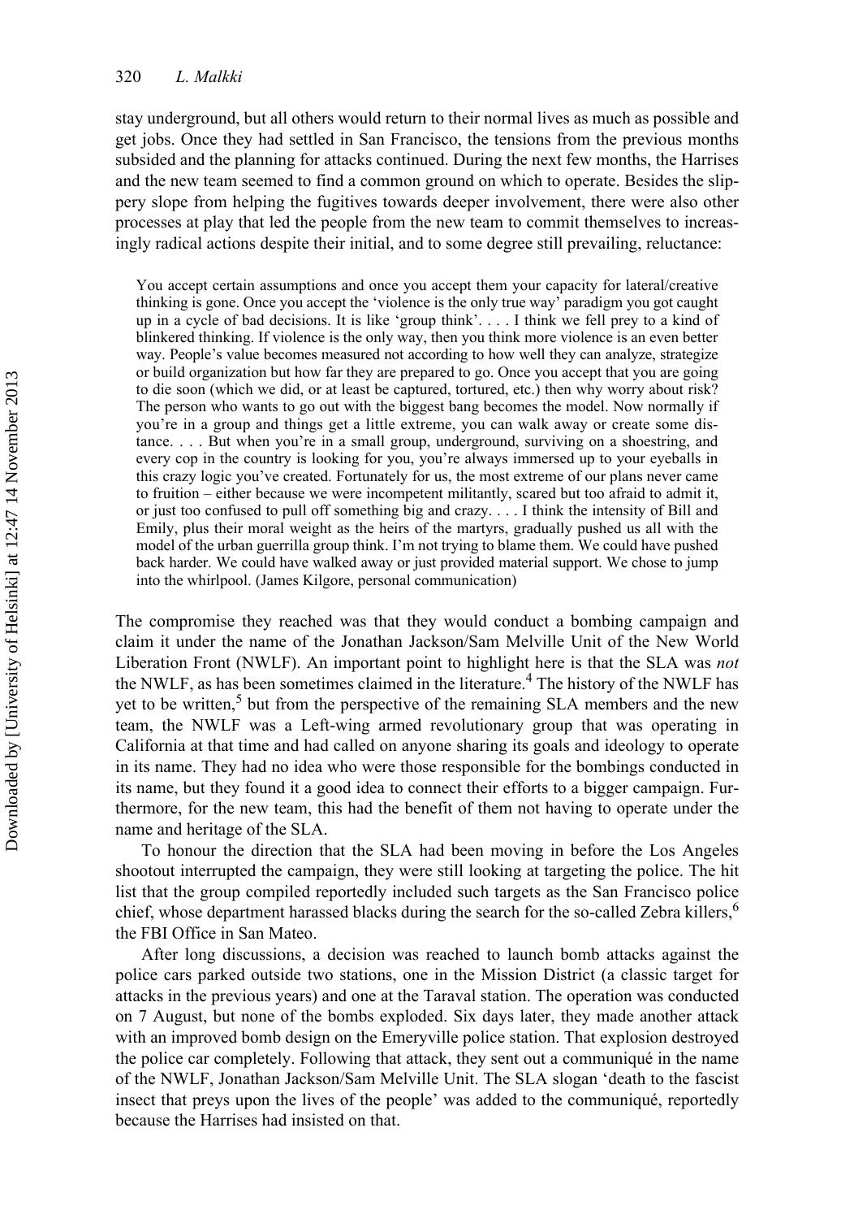stay underground, but all others would return to their normal lives as much as possible and get jobs. Once they had settled in San Francisco, the tensions from the previous months subsided and the planning for attacks continued. During the next few months, the Harrises and the new team seemed to find a common ground on which to operate. Besides the slippery slope from helping the fugitives towards deeper involvement, there were also other processes at play that led the people from the new team to commit themselves to increasingly radical actions despite their initial, and to some degree still prevailing, reluctance:

> You accept certain assumptions and once you accept them your capacity for lateral/creative thinking is gone. Once you accept the 'violence is the only true way' paradigm you got caught up in a cycle of bad decisions. It is like 'group think'. . . . I think we fell prey to a kind of blinkered thinking. If violence is the only way, then you think more violence is an even better way. People's value becomes measured not according to how well they can analyze, strategize or build organization but how far they are prepared to go. Once you accept that you are going to die soon (which we did, or at least be captured, tortured, etc.) then why worry about risk? The person who wants to go out with the biggest bang becomes the model. Now normally if you're in a group and things get a little extreme, you can walk away or create some distance. . . . But when you're in a small group, underground, surviving on a shoestring, and every cop in the country is looking for you, you're always immersed up to your eyeballs in this crazy logic you've created. Fortunately for us, the most extreme of our plans never came to fruition – either because we were incompetent militantly, scared but too afraid to admit it, or just too confused to pull off something big and crazy. . . . I think the intensity of Bill and Emily, plus their moral weight as the heirs of the martyrs, gradually pushed us all with the model of the urban guerrilla group think. I'm not trying to blame them. We could have pushed back harder. We could have walked away or just provided material support. We chose to jump into the whirlpool. (James Kilgore, personal communication)

The compromise they reached was that they would conduct a bombing campaign and claim it under the name of the Jonathan Jackson/Sam Melville Unit of the New World Liberation Front (NWLF). An important point to highlight here is that the SLA was *not* the NWLF, as has been sometimes claimed in the literature.[4] The history of the NWLF has yet to be written,[5] but from the perspective of the remaining SLA members and the new team, the NWLF was a Left-wing armed revolutionary group that was operating in California at that time and had called on anyone sharing its goals and ideology to operate in its name. They had no idea who were those responsible for the bombings conducted in its name, but they found it a good idea to connect their efforts to a bigger campaign. Furthermore, for the new team, this had the benefit of them not having to operate under the name and heritage of the SLA.

To honour the direction that the SLA had been moving in before the Los Angeles shootout interrupted the campaign, they were still looking at targeting the police. The hit list that the group compiled reportedly included such targets as the San Francisco police chief, whose department harassed blacks during the search for the so-called Zebra killers,[6] the FBI Office in San Mateo.

After long discussions, a decision was reached to launch bomb attacks against the police cars parked outside two stations, one in the Mission District (a classic target for attacks in the previous years) and one at the Taraval station. The operation was conducted on 7 August, but none of the bombs exploded. Six days later, they made another attack with an improved bomb design on the Emeryville police station. That explosion destroyed the police car completely. Following that attack, they sent out a communiqué in the name of the NWLF, Jonathan Jackson/Sam Melville Unit. The SLA slogan 'death to the fascist insect that preys upon the lives of the people' was added to the communiqué, reportedly because the Harrises had insisted on that.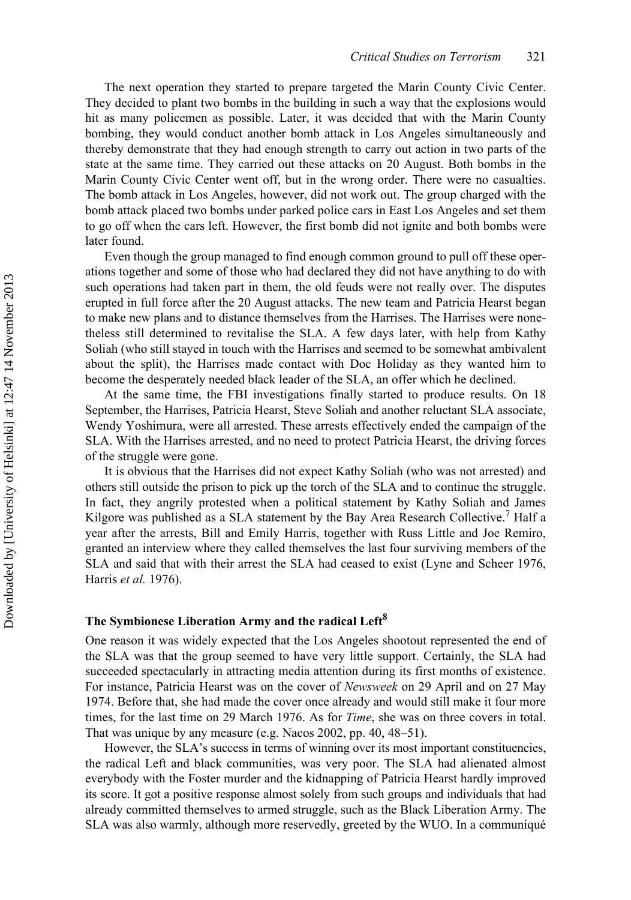The next operation they started to prepare targeted the Marin County Civic Center. They decided to plant two bombs in the building in such a way that the explosions would hit as many policemen as possible. Later, it was decided that with the Marin County bombing, they would conduct another bomb attack in Los Angeles simultaneously and thereby demonstrate that they had enough strength to carry out action in two parts of the state at the same time. They carried out these attacks on 20 August. Both bombs in the Marin County Civic Center went off, but in the wrong order. There were no casualties. The bomb attack in Los Angeles, however, did not work out. The group charged with the bomb attack placed two bombs under parked police cars in East Los Angeles and set them to go off when the cars left. However, the first bomb did not ignite and both bombs were later found.

Even though the group managed to find enough common ground to pull off these operations together and some of those who had declared they did not have anything to do with such operations had taken part in them, the old feuds were not really over. The disputes erupted in full force after the 20 August attacks. The new team and Patricia Hearst began to make new plans and to distance themselves from the Harrises. The Harrises were nonetheless still determined to revitalise the SLA. A few days later, with help from Kathy Soliah (who still stayed in touch with the Harrises and seemed to be somewhat ambivalent about the split), the Harrises made contact with Doc Holiday as they wanted him to become the desperately needed black leader of the SLA, an offer which he declined.

At the same time, the FBI investigations finally started to produce results. On 18 September, the Harrises, Patricia Hearst, Steve Soliah and another reluctant SLA associate, Wendy Yoshimura, were all arrested. These arrests effectively ended the campaign of the SLA. With the Harrises arrested, and no need to protect Patricia Hearst, the driving forces of the struggle were gone.

It is obvious that the Harrises did not expect Kathy Soliah (who was not arrested) and others still outside the prison to pick up the torch of the SLA and to continue the struggle. In fact, they angrily protested when a political statement by Kathy Soliah and James Kilgore was published as a SLA statement by the Bay Area Research Collective.[7] Half a year after the arrests, Bill and Emily Harris, together with Russ Little and Joe Remiro, granted an interview where they called themselves the last four surviving members of the SLA and said that with their arrest the SLA had ceased to exist (Lyne and Scheer 1976, Harris *et al.* 1976).

## The Symbionese Liberation Army and the radical Left[8]

One reason it was widely expected that the Los Angeles shootout represented the end of the SLA was that the group seemed to have very little support. Certainly, the SLA had succeeded spectacularly in attracting media attention during its first months of existence. For instance, Patricia Hearst was on the cover of *Newsweek* on 29 April and on 27 May 1974. Before that, she had made the cover once already and would still make it four more times, for the last time on 29 March 1976. As for *Time*, she was on three covers in total. That was unique by any measure (e.g. Nacos 2002, pp. 40, 48–51).

However, the SLA's success in terms of winning over its most important constituencies, the radical Left and black communities, was very poor. The SLA had alienated almost everybody with the Foster murder and the kidnapping of Patricia Hearst hardly improved its score. It got a positive response almost solely from such groups and individuals that had already committed themselves to armed struggle, such as the Black Liberation Army. The SLA was also warmly, although more reservedly, greeted by the WUO. In a communiqué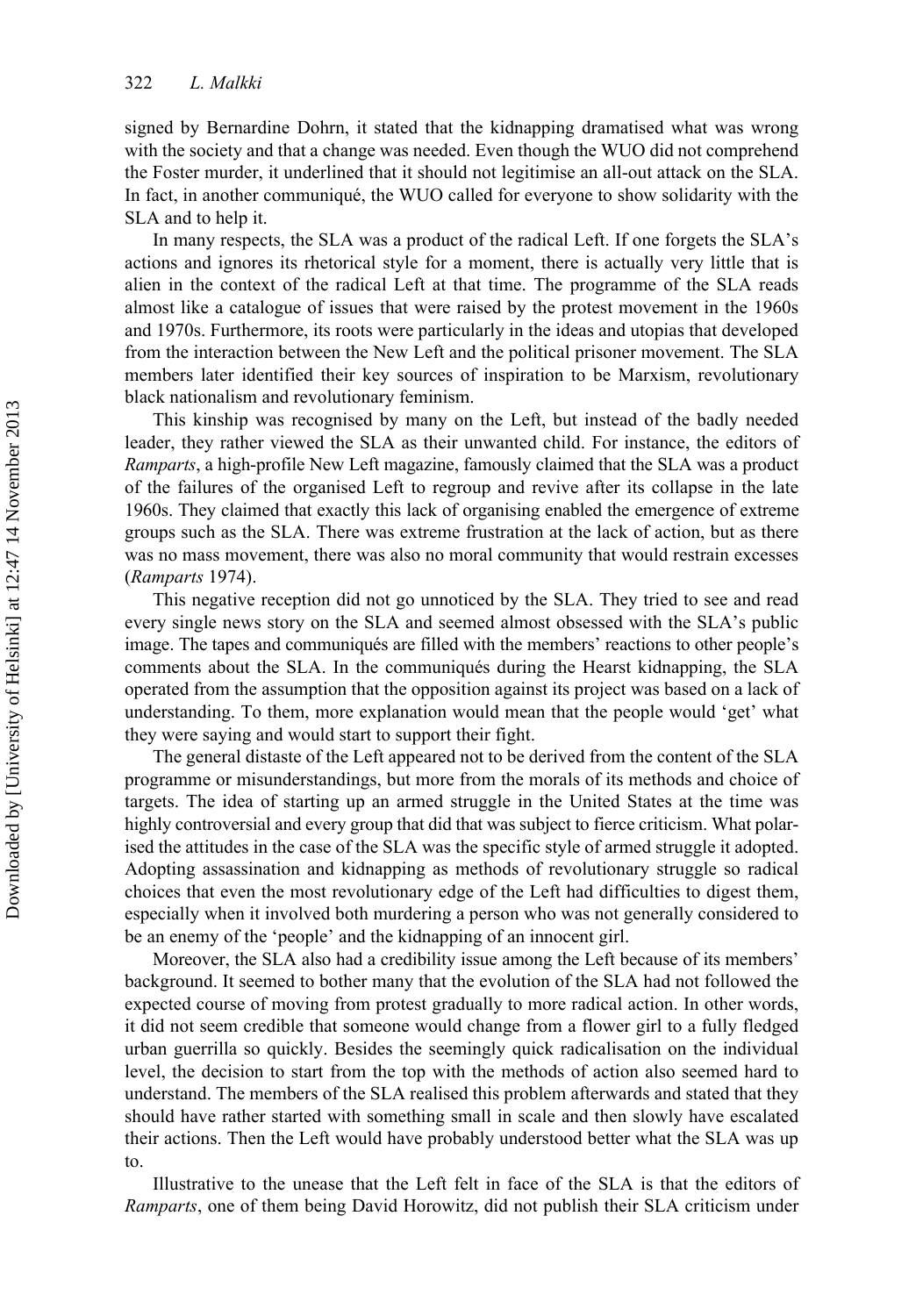signed by Bernardine Dohrn, it stated that the kidnapping dramatised what was wrong with the society and that a change was needed. Even though the WUO did not comprehend the Foster murder, it underlined that it should not legitimise an all-out attack on the SLA. In fact, in another communiqué, the WUO called for everyone to show solidarity with the SLA and to help it.

In many respects, the SLA was a product of the radical Left. If one forgets the SLA's actions and ignores its rhetorical style for a moment, there is actually very little that is alien in the context of the radical Left at that time. The programme of the SLA reads almost like a catalogue of issues that were raised by the protest movement in the 1960s and 1970s. Furthermore, its roots were particularly in the ideas and utopias that developed from the interaction between the New Left and the political prisoner movement. The SLA members later identified their key sources of inspiration to be Marxism, revolutionary black nationalism and revolutionary feminism.

This kinship was recognised by many on the Left, but instead of the badly needed leader, they rather viewed the SLA as their unwanted child. For instance, the editors of *Ramparts*, a high-profile New Left magazine, famously claimed that the SLA was a product of the failures of the organised Left to regroup and revive after its collapse in the late 1960s. They claimed that exactly this lack of organising enabled the emergence of extreme groups such as the SLA. There was extreme frustration at the lack of action, but as there was no mass movement, there was also no moral community that would restrain excesses (*Ramparts* 1974).

This negative reception did not go unnoticed by the SLA. They tried to see and read every single news story on the SLA and seemed almost obsessed with the SLA's public image. The tapes and communiqués are filled with the members' reactions to other people's comments about the SLA. In the communiqués during the Hearst kidnapping, the SLA operated from the assumption that the opposition against its project was based on a lack of understanding. To them, more explanation would mean that the people would 'get' what they were saying and would start to support their fight.

The general distaste of the Left appeared not to be derived from the content of the SLA programme or misunderstandings, but more from the morals of its methods and choice of targets. The idea of starting up an armed struggle in the United States at the time was highly controversial and every group that did that was subject to fierce criticism. What polarised the attitudes in the case of the SLA was the specific style of armed struggle it adopted. Adopting assassination and kidnapping as methods of revolutionary struggle so radical choices that even the most revolutionary edge of the Left had difficulties to digest them, especially when it involved both murdering a person who was not generally considered to be an enemy of the 'people' and the kidnapping of an innocent girl.

Moreover, the SLA also had a credibility issue among the Left because of its members' background. It seemed to bother many that the evolution of the SLA had not followed the expected course of moving from protest gradually to more radical action. In other words, it did not seem credible that someone would change from a flower girl to a fully fledged urban guerrilla so quickly. Besides the seemingly quick radicalisation on the individual level, the decision to start from the top with the methods of action also seemed hard to understand. The members of the SLA realised this problem afterwards and stated that they should have rather started with something small in scale and then slowly have escalated their actions. Then the Left would have probably understood better what the SLA was up to.

Illustrative to the unease that the Left felt in face of the SLA is that the editors of *Ramparts*, one of them being David Horowitz, did not publish their SLA criticism under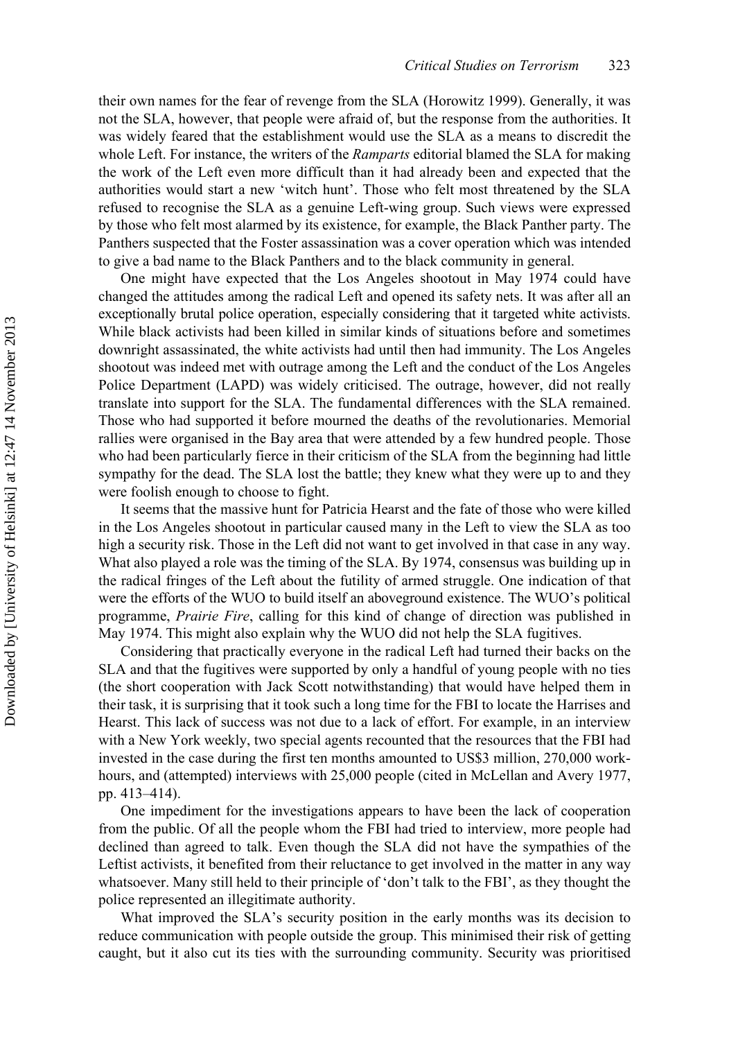their own names for the fear of revenge from the SLA (Horowitz 1999). Generally, it was not the SLA, however, that people were afraid of, but the response from the authorities. It was widely feared that the establishment would use the SLA as a means to discredit the whole Left. For instance, the writers of the *Ramparts* editorial blamed the SLA for making the work of the Left even more difficult than it had already been and expected that the authorities would start a new 'witch hunt'. Those who felt most threatened by the SLA refused to recognise the SLA as a genuine Left-wing group. Such views were expressed by those who felt most alarmed by its existence, for example, the Black Panther party. The Panthers suspected that the Foster assassination was a cover operation which was intended to give a bad name to the Black Panthers and to the black community in general.

One might have expected that the Los Angeles shootout in May 1974 could have changed the attitudes among the radical Left and opened its safety nets. It was after all an exceptionally brutal police operation, especially considering that it targeted white activists. While black activists had been killed in similar kinds of situations before and sometimes downright assassinated, the white activists had until then had immunity. The Los Angeles shootout was indeed met with outrage among the Left and the conduct of the Los Angeles Police Department (LAPD) was widely criticised. The outrage, however, did not really translate into support for the SLA. The fundamental differences with the SLA remained. Those who had supported it before mourned the deaths of the revolutionaries. Memorial rallies were organised in the Bay area that were attended by a few hundred people. Those who had been particularly fierce in their criticism of the SLA from the beginning had little sympathy for the dead. The SLA lost the battle; they knew what they were up to and they were foolish enough to choose to fight.

It seems that the massive hunt for Patricia Hearst and the fate of those who were killed in the Los Angeles shootout in particular caused many in the Left to view the SLA as too high a security risk. Those in the Left did not want to get involved in that case in any way. What also played a role was the timing of the SLA. By 1974, consensus was building up in the radical fringes of the Left about the futility of armed struggle. One indication of that were the efforts of the WUO to build itself an aboveground existence. The WUO's political programme, *Prairie Fire*, calling for this kind of change of direction was published in May 1974. This might also explain why the WUO did not help the SLA fugitives.

Considering that practically everyone in the radical Left had turned their backs on the SLA and that the fugitives were supported by only a handful of young people with no ties (the short cooperation with Jack Scott notwithstanding) that would have helped them in their task, it is surprising that it took such a long time for the FBI to locate the Harrises and Hearst. This lack of success was not due to a lack of effort. For example, in an interview with a New York weekly, two special agents recounted that the resources that the FBI had invested in the case during the first ten months amounted to US$3 million, 270,000 work-hours, and (attempted) interviews with 25,000 people (cited in McLellan and Avery 1977, pp. 413–414).

One impediment for the investigations appears to have been the lack of cooperation from the public. Of all the people whom the FBI had tried to interview, more people had declined than agreed to talk. Even though the SLA did not have the sympathies of the Leftist activists, it benefited from their reluctance to get involved in the matter in any way whatsoever. Many still held to their principle of 'don't talk to the FBI', as they thought the police represented an illegitimate authority.

What improved the SLA's security position in the early months was its decision to reduce communication with people outside the group. This minimised their risk of getting caught, but it also cut its ties with the surrounding community. Security was prioritised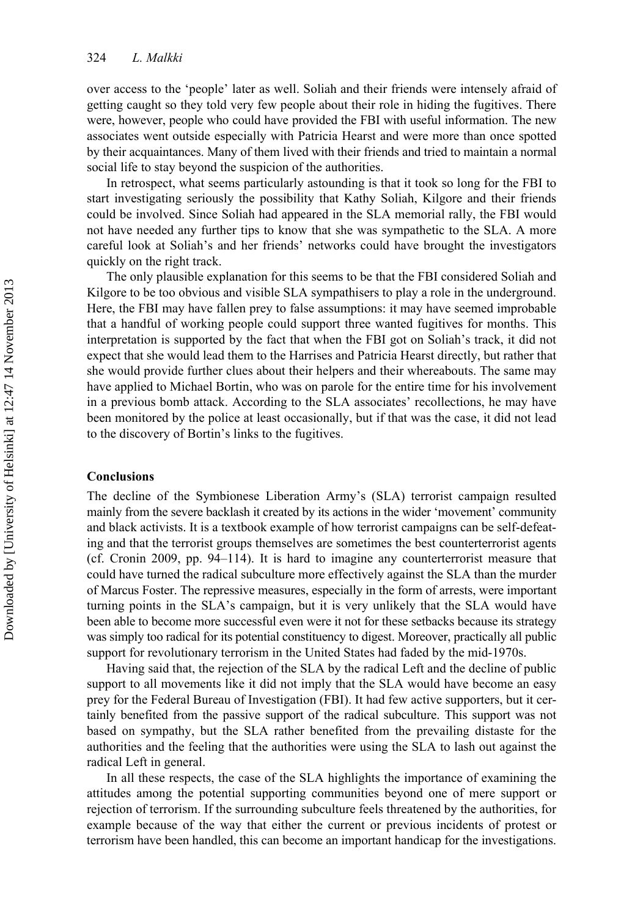over access to the 'people' later as well. Soliah and their friends were intensely afraid of getting caught so they told very few people about their role in hiding the fugitives. There were, however, people who could have provided the FBI with useful information. The new associates went outside especially with Patricia Hearst and were more than once spotted by their acquaintances. Many of them lived with their friends and tried to maintain a normal social life to stay beyond the suspicion of the authorities.

In retrospect, what seems particularly astounding is that it took so long for the FBI to start investigating seriously the possibility that Kathy Soliah, Kilgore and their friends could be involved. Since Soliah had appeared in the SLA memorial rally, the FBI would not have needed any further tips to know that she was sympathetic to the SLA. A more careful look at Soliah's and her friends' networks could have brought the investigators quickly on the right track.

The only plausible explanation for this seems to be that the FBI considered Soliah and Kilgore to be too obvious and visible SLA sympathisers to play a role in the underground. Here, the FBI may have fallen prey to false assumptions: it may have seemed improbable that a handful of working people could support three wanted fugitives for months. This interpretation is supported by the fact that when the FBI got on Soliah's track, it did not expect that she would lead them to the Harrises and Patricia Hearst directly, but rather that she would provide further clues about their helpers and their whereabouts. The same may have applied to Michael Bortin, who was on parole for the entire time for his involvement in a previous bomb attack. According to the SLA associates' recollections, he may have been monitored by the police at least occasionally, but if that was the case, it did not lead to the discovery of Bortin's links to the fugitives.

## Conclusions

The decline of the Symbionese Liberation Army's (SLA) terrorist campaign resulted mainly from the severe backlash it created by its actions in the wider 'movement' community and black activists. It is a textbook example of how terrorist campaigns can be self-defeating and that the terrorist groups themselves are sometimes the best counterterrorist agents (cf. Cronin 2009, pp. 94–114). It is hard to imagine any counterterrorist measure that could have turned the radical subculture more effectively against the SLA than the murder of Marcus Foster. The repressive measures, especially in the form of arrests, were important turning points in the SLA's campaign, but it is very unlikely that the SLA would have been able to become more successful even were it not for these setbacks because its strategy was simply too radical for its potential constituency to digest. Moreover, practically all public support for revolutionary terrorism in the United States had faded by the mid-1970s.

Having said that, the rejection of the SLA by the radical Left and the decline of public support to all movements like it did not imply that the SLA would have become an easy prey for the Federal Bureau of Investigation (FBI). It had few active supporters, but it certainly benefited from the passive support of the radical subculture. This support was not based on sympathy, but the SLA rather benefited from the prevailing distaste for the authorities and the feeling that the authorities were using the SLA to lash out against the radical Left in general.

In all these respects, the case of the SLA highlights the importance of examining the attitudes among the potential supporting communities beyond one of mere support or rejection of terrorism. If the surrounding subculture feels threatened by the authorities, for example because of the way that either the current or previous incidents of protest or terrorism have been handled, this can become an important handicap for the investigations.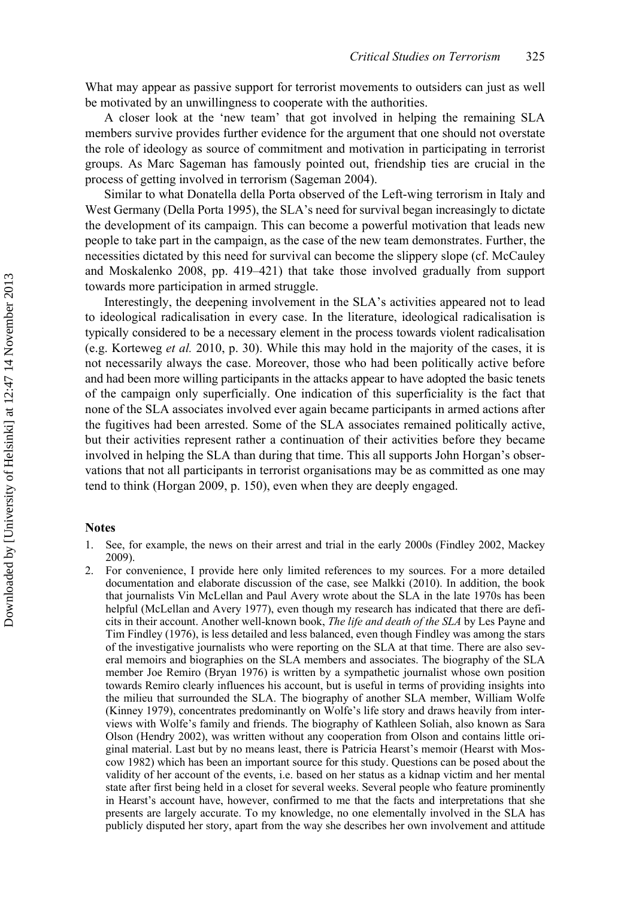What may appear as passive support for terrorist movements to outsiders can just as well be motivated by an unwillingness to cooperate with the authorities.

A closer look at the 'new team' that got involved in helping the remaining SLA members survive provides further evidence for the argument that one should not overstate the role of ideology as source of commitment and motivation in participating in terrorist groups. As Marc Sageman has famously pointed out, friendship ties are crucial in the process of getting involved in terrorism (Sageman 2004).

Similar to what Donatella della Porta observed of the Left-wing terrorism in Italy and West Germany (Della Porta 1995), the SLA's need for survival began increasingly to dictate the development of its campaign. This can become a powerful motivation that leads new people to take part in the campaign, as the case of the new team demonstrates. Further, the necessities dictated by this need for survival can become the slippery slope (cf. McCauley and Moskalenko 2008, pp. 419–421) that take those involved gradually from support towards more participation in armed struggle.

Interestingly, the deepening involvement in the SLA's activities appeared not to lead to ideological radicalisation in every case. In the literature, ideological radicalisation is typically considered to be a necessary element in the process towards violent radicalisation (e.g. Korteweg *et al.* 2010, p. 30). While this may hold in the majority of the cases, it is not necessarily always the case. Moreover, those who had been politically active before and had been more willing participants in the attacks appear to have adopted the basic tenets of the campaign only superficially. One indication of this superficiality is the fact that none of the SLA associates involved ever again became participants in armed actions after the fugitives had been arrested. Some of the SLA associates remained politically active, but their activities represent rather a continuation of their activities before they became involved in helping the SLA than during that time. This all supports John Horgan's observations that not all participants in terrorist organisations may be as committed as one may tend to think (Horgan 2009, p. 150), even when they are deeply engaged.

## Notes

1. See, for example, the news on their arrest and trial in the early 2000s (Findley 2002, Mackey 2009).
2. For convenience, I provide here only limited references to my sources. For a more detailed documentation and elaborate discussion of the case, see Malkki (2010). In addition, the book that journalists Vin McLellan and Paul Avery wrote about the SLA in the late 1970s has been helpful (McLellan and Avery 1977), even though my research has indicated that there are deficits in their account. Another well-known book, *The life and death of the SLA* by Les Payne and Tim Findley (1976), is less detailed and less balanced, even though Findley was among the stars of the investigative journalists who were reporting on the SLA at that time. There are also several memoirs and biographies on the SLA members and associates. The biography of the SLA member Joe Remiro (Bryan 1976) is written by a sympathetic journalist whose own position towards Remiro clearly influences his account, but is useful in terms of providing insights into the milieu that surrounded the SLA. The biography of another SLA member, William Wolfe (Kinney 1979), concentrates predominantly on Wolfe's life story and draws heavily from interviews with Wolfe's family and friends. The biography of Kathleen Soliah, also known as Sara Olson (Hendry 2002), was written without any cooperation from Olson and contains little original material. Last but by no means least, there is Patricia Hearst's memoir (Hearst with Moscow 1982) which has been an important source for this study. Questions can be posed about the validity of her account of the events, i.e. based on her status as a kidnap victim and her mental state after first being held in a closet for several weeks. Several people who feature prominently in Hearst's account have, however, confirmed to me that the facts and interpretations that she presents are largely accurate. To my knowledge, no one elementally involved in the SLA has publicly disputed her story, apart from the way she describes her own involvement and attitude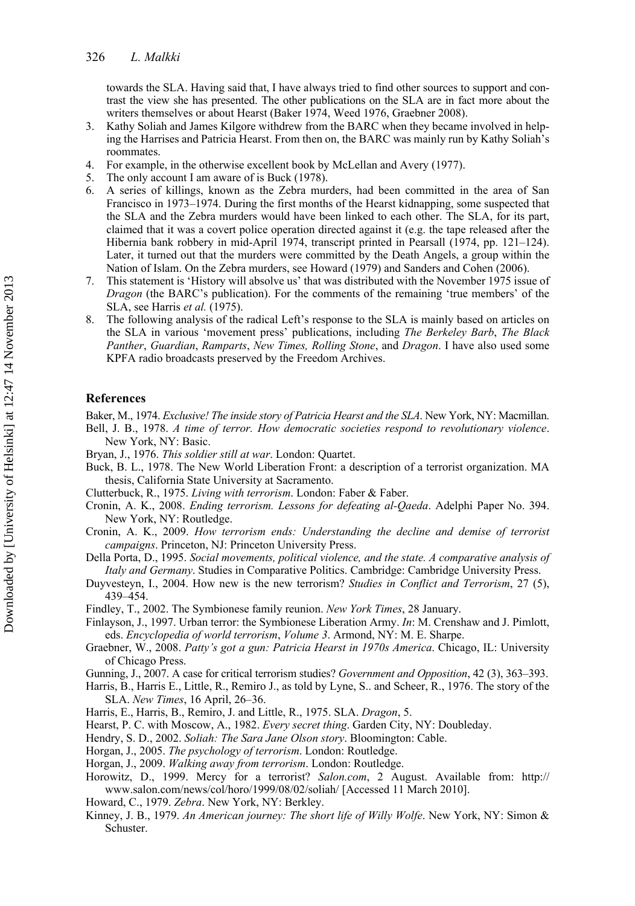towards the SLA. Having said that, I have always tried to find other sources to support and contrast the view she has presented. The other publications on the SLA are in fact more about the writers themselves or about Hearst (Baker 1974, Weed 1976, Graebner 2008).

3. Kathy Soliah and James Kilgore withdrew from the BARC when they became involved in helping the Harrises and Patricia Hearst. From then on, the BARC was mainly run by Kathy Soliah's roommates.
4. For example, in the otherwise excellent book by McLellan and Avery (1977).
5. The only account I am aware of is Buck (1978).
6. A series of killings, known as the Zebra murders, had been committed in the area of San Francisco in 1973–1974. During the first months of the Hearst kidnapping, some suspected that the SLA and the Zebra murders would have been linked to each other. The SLA, for its part, claimed that it was a covert police operation directed against it (e.g. the tape released after the Hibernia bank robbery in mid-April 1974, transcript printed in Pearsall (1974, pp. 121–124). Later, it turned out that the murders were committed by the Death Angels, a group within the Nation of Islam. On the Zebra murders, see Howard (1979) and Sanders and Cohen (2006).
7. This statement is 'History will absolve us' that was distributed with the November 1975 issue of *Dragon* (the BARC's publication). For the comments of the remaining 'true members' of the SLA, see Harris *et al.* (1975).
8. The following analysis of the radical Left's response to the SLA is mainly based on articles on the SLA in various 'movement press' publications, including *The Berkeley Barb*, *The Black Panther*, *Guardian*, *Ramparts*, *New Times, Rolling Stone*, and *Dragon*. I have also used some KPFA radio broadcasts preserved by the Freedom Archives.

## References

Baker, M., 1974. *Exclusive! The inside story of Patricia Hearst and the SLA*. New York, NY: Macmillan.

Bell, J. B., 1978. *A time of terror. How democratic societies respond to revolutionary violence*. New York, NY: Basic.

Bryan, J., 1976. *This soldier still at war*. London: Quartet.

Buck, B. L., 1978. The New World Liberation Front: a description of a terrorist organization. MA thesis, California State University at Sacramento.

Clutterbuck, R., 1975. *Living with terrorism*. London: Faber & Faber.

Cronin, A. K., 2008. *Ending terrorism. Lessons for defeating al-Qaeda*. Adelphi Paper No. 394. New York, NY: Routledge.

Cronin, A. K., 2009. *How terrorism ends: Understanding the decline and demise of terrorist campaigns*. Princeton, NJ: Princeton University Press.

Della Porta, D., 1995. *Social movements, political violence, and the state. A comparative analysis of Italy and Germany*. Studies in Comparative Politics. Cambridge: Cambridge University Press.

Duyvesteyn, I., 2004. How new is the new terrorism? *Studies in Conflict and Terrorism*, 27 (5), 439–454.

Findley, T., 2002. The Symbionese family reunion. *New York Times*, 28 January.

Finlayson, J., 1997. Urban terror: the Symbionese Liberation Army. *In*: M. Crenshaw and J. Pimlott, eds. *Encyclopedia of world terrorism*, *Volume 3*. Armond, NY: M. E. Sharpe.

Graebner, W., 2008. *Patty's got a gun: Patricia Hearst in 1970s America*. Chicago, IL: University of Chicago Press.

Gunning, J., 2007. A case for critical terrorism studies? *Government and Opposition*, 42 (3), 363–393.

Harris, B., Harris E., Little, R., Remiro J., as told by Lyne, S.. and Scheer, R., 1976. The story of the SLA. *New Times*, 16 April, 26–36.

Harris, E., Harris, B., Remiro, J. and Little, R., 1975. SLA. *Dragon*, 5.

Hearst, P. C. with Moscow, A., 1982. *Every secret thing*. Garden City, NY: Doubleday.

Hendry, S. D., 2002. *Soliah: The Sara Jane Olson story*. Bloomington: Cable.

Horgan, J., 2005. *The psychology of terrorism*. London: Routledge.

Horgan, J., 2009. *Walking away from terrorism*. London: Routledge.

Horowitz, D., 1999. Mercy for a terrorist? *Salon.com*, 2 August. Available from: http://www.salon.com/news/col/horo/1999/08/02/soliah/ [Accessed 11 March 2010].

Howard, C., 1979. *Zebra*. New York, NY: Berkley.

Kinney, J. B., 1979. *An American journey: The short life of Willy Wolfe*. New York, NY: Simon & Schuster.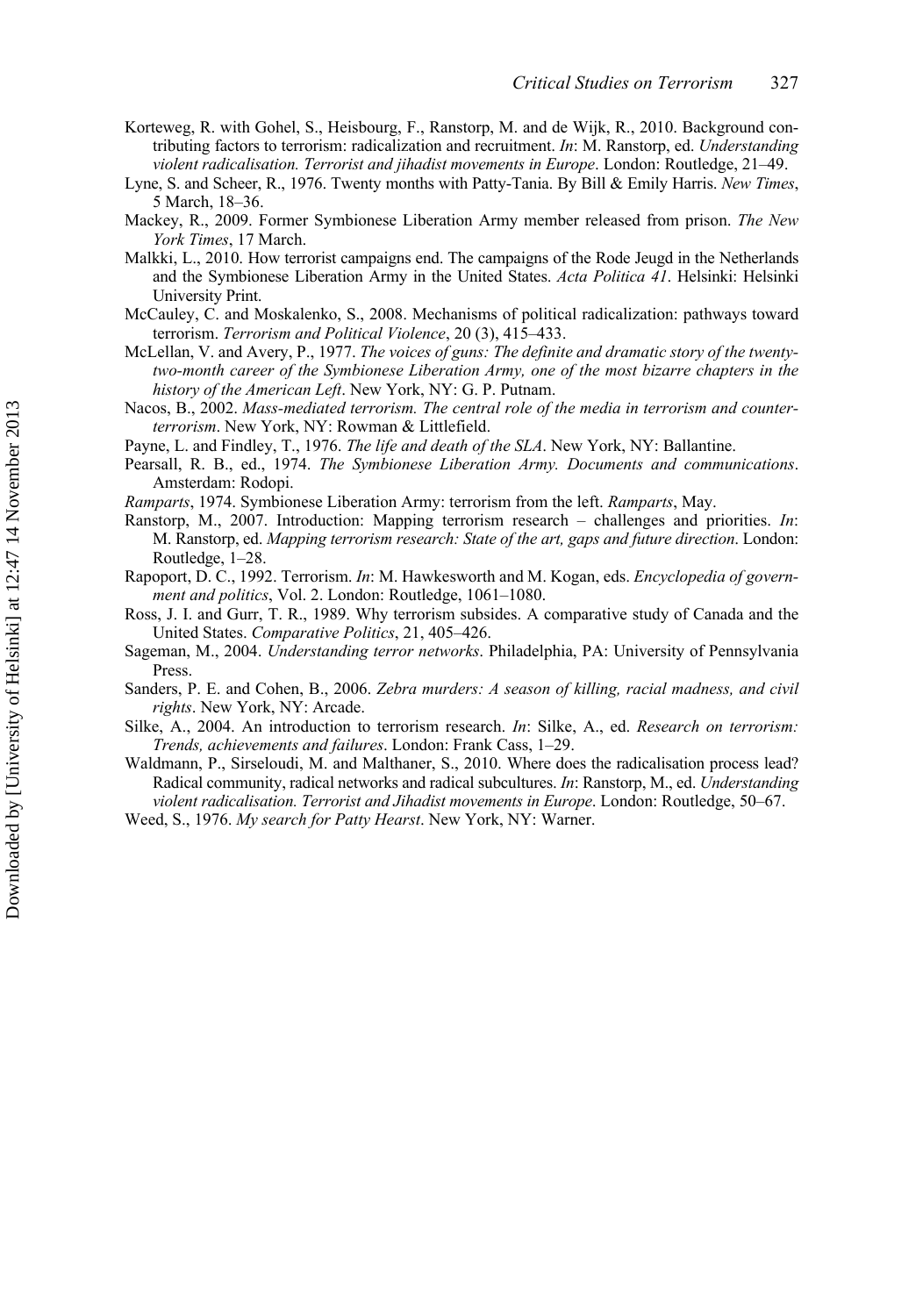Korteweg, R. with Gohel, S., Heisbourg, F., Ranstorp, M. and de Wijk, R., 2010. Background contributing factors to terrorism: radicalization and recruitment. *In*: M. Ranstorp, ed. *Understanding violent radicalisation. Terrorist and jihadist movements in Europe*. London: Routledge, 21–49.

Lyne, S. and Scheer, R., 1976. Twenty months with Patty-Tania. By Bill & Emily Harris. *New Times*, 5 March, 18–36.

Mackey, R., 2009. Former Symbionese Liberation Army member released from prison. *The New York Times*, 17 March.

Malkki, L., 2010. How terrorist campaigns end. The campaigns of the Rode Jeugd in the Netherlands and the Symbionese Liberation Army in the United States. *Acta Politica 41*. Helsinki: Helsinki University Print.

McCauley, C. and Moskalenko, S., 2008. Mechanisms of political radicalization: pathways toward terrorism. *Terrorism and Political Violence*, 20 (3), 415–433.

McLellan, V. and Avery, P., 1977. *The voices of guns: The definite and dramatic story of the twenty-two-month career of the Symbionese Liberation Army, one of the most bizarre chapters in the history of the American Left*. New York, NY: G. P. Putnam.

Nacos, B., 2002. *Mass-mediated terrorism. The central role of the media in terrorism and counter-terrorism*. New York, NY: Rowman & Littlefield.

Payne, L. and Findley, T., 1976. *The life and death of the SLA*. New York, NY: Ballantine.

Pearsall, R. B., ed., 1974. *The Symbionese Liberation Army. Documents and communications*. Amsterdam: Rodopi.

*Ramparts*, 1974. Symbionese Liberation Army: terrorism from the left. *Ramparts*, May.

Ranstorp, M., 2007. Introduction: Mapping terrorism research – challenges and priorities. *In*: M. Ranstorp, ed. *Mapping terrorism research: State of the art, gaps and future direction*. London: Routledge, 1–28.

Rapoport, D. C., 1992. Terrorism. *In*: M. Hawkesworth and M. Kogan, eds. *Encyclopedia of government and politics*, Vol. 2. London: Routledge, 1061–1080.

Ross, J. I. and Gurr, T. R., 1989. Why terrorism subsides. A comparative study of Canada and the United States. *Comparative Politics*, 21, 405–426.

Sageman, M., 2004. *Understanding terror networks*. Philadelphia, PA: University of Pennsylvania Press.

Sanders, P. E. and Cohen, B., 2006. *Zebra murders: A season of killing, racial madness, and civil rights*. New York, NY: Arcade.

Silke, A., 2004. An introduction to terrorism research. *In*: Silke, A., ed. *Research on terrorism: Trends, achievements and failures*. London: Frank Cass, 1–29.

Waldmann, P., Sirseloudi, M. and Malthaner, S., 2010. Where does the radicalisation process lead? Radical community, radical networks and radical subcultures. *In*: Ranstorp, M., ed. *Understanding violent radicalisation. Terrorist and Jihadist movements in Europe*. London: Routledge, 50–67.

Weed, S., 1976. *My search for Patty Hearst*. New York, NY: Warner.